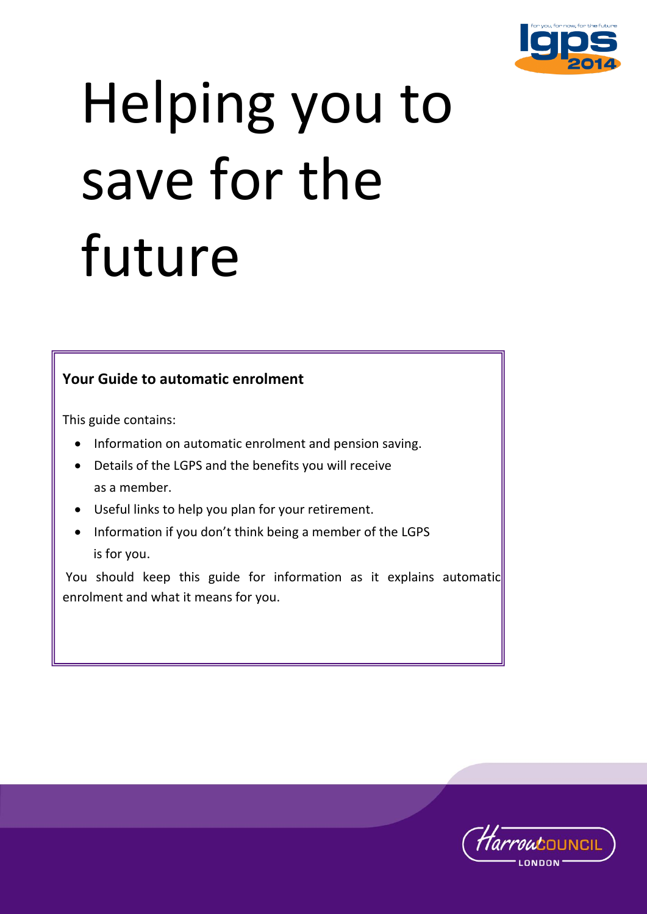# Helping you to save for the future

**Your Guide to automatic enrolment**

This guide contains:

- Information on automatic enrolment and pension saving.
- Details of the LGPS and the benefits you will receive as a member.
- Useful links to help you plan for your retirement.
- Information if you don't think being a member of the LGPS is for you.

You should keep this guide for information as it explains automatic enrolment and what it means for you.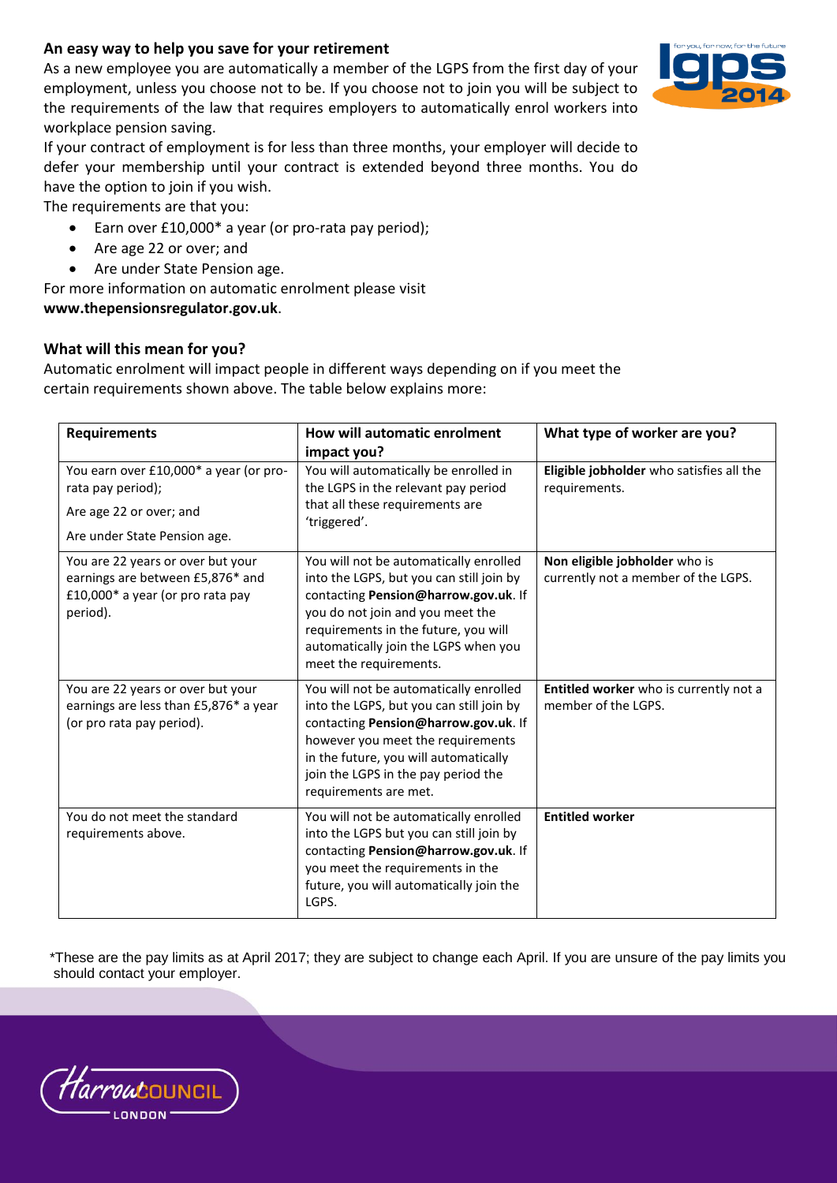### An easy way to help you save for your retirement

As a new employee you are automatically a member of the LGPS from the first day of your employment, unless you choose not to be. If you choose not to join you will be subject to the requirements of the law that requires employers to automatically enrol workers into workplace pension saving.

If your contract of employment is for less than three months, your employer will decide to defer your membership until your contract is extended beyond three months. You do have the option to join if you wish.

The requirements are that you:

- Earn over £10,000* a year (or pro-rata pay period);
- Are age 22 or over; and
- Are under State Pension age.

For more information on automatic enrolment please visit **www.thepensionsregulator.gov.uk**.

### What will this mean for you?

Automatic enrolment will impact people in different ways depending on if you meet the certain requirements shown above. The table below explains more:

| Requirements | How will automatic enrolment impact you? | What type of worker are you? |
|---|---|---|
| You earn over £10,000* a year (or pro-rata pay period); Are age 22 or over; and Are under State Pension age. | You will automatically be enrolled in the LGPS in the relevant pay period that all these requirements are 'triggered'. | **Eligible jobholder** who satisfies all the requirements. |
| You are 22 years or over but your earnings are between £5,876* and £10,000* a year (or pro rata pay period). | You will not be automatically enrolled into the LGPS, but you can still join by contacting **Pension@harrow.gov.uk**. If you do not join and you meet the requirements in the future, you will automatically join the LGPS when you meet the requirements. | **Non eligible jobholder** who is currently not a member of the LGPS. |
| You are 22 years or over but your earnings are less than £5,876* a year (or pro rata pay period). | You will not be automatically enrolled into the LGPS, but you can still join by contacting **Pension@harrow.gov.uk**. If however you meet the requirements in the future, you will automatically join the LGPS in the pay period the requirements are met. | **Entitled worker** who is currently not a member of the LGPS. |
| You do not meet the standard requirements above. | You will not be automatically enrolled into the LGPS but you can still join by contacting **Pension@harrow.gov.uk**. If you meet the requirements in the future, you will automatically join the LGPS. | **Entitled worker** |

*These are the pay limits as at April 2017; they are subject to change each April. If you are unsure of the pay limits you should contact your employer.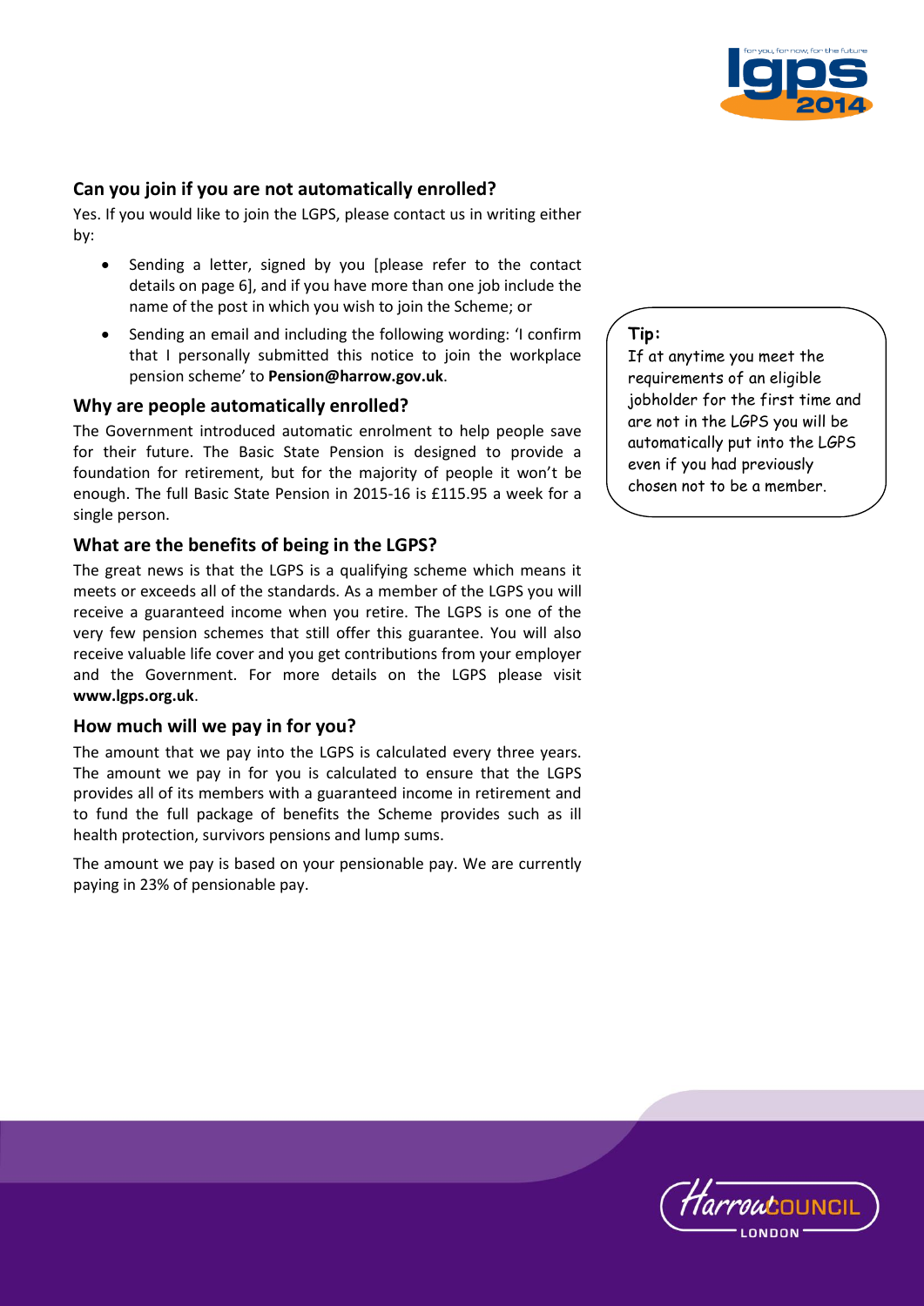## Can you join if you are not automatically enrolled?

Yes. If you would like to join the LGPS, please contact us in writing either by:

- Sending a letter, signed by you [please refer to the contact details on page 6], and if you have more than one job include the name of the post in which you wish to join the Scheme; or
- Sending an email and including the following wording: 'I confirm that I personally submitted this notice to join the workplace pension scheme' to **Pension@harrow.gov.uk**.

> **Tip:**
> If at anytime you meet the requirements of an eligible jobholder for the first time and are not in the LGPS you will be automatically put into the LGPS even if you had previously chosen not to be a member.

## Why are people automatically enrolled?

The Government introduced automatic enrolment to help people save for their future. The Basic State Pension is designed to provide a foundation for retirement, but for the majority of people it won't be enough. The full Basic State Pension in 2015-16 is £115.95 a week for a single person.

## What are the benefits of being in the LGPS?

The great news is that the LGPS is a qualifying scheme which means it meets or exceeds all of the standards. As a member of the LGPS you will receive a guaranteed income when you retire. The LGPS is one of the very few pension schemes that still offer this guarantee. You will also receive valuable life cover and you get contributions from your employer and the Government. For more details on the LGPS please visit **www.lgps.org.uk**.

## How much will we pay in for you?

The amount that we pay into the LGPS is calculated every three years. The amount we pay in for you is calculated to ensure that the LGPS provides all of its members with a guaranteed income in retirement and to fund the full package of benefits the Scheme provides such as ill health protection, survivors pensions and lump sums.

The amount we pay is based on your pensionable pay. We are currently paying in 23% of pensionable pay.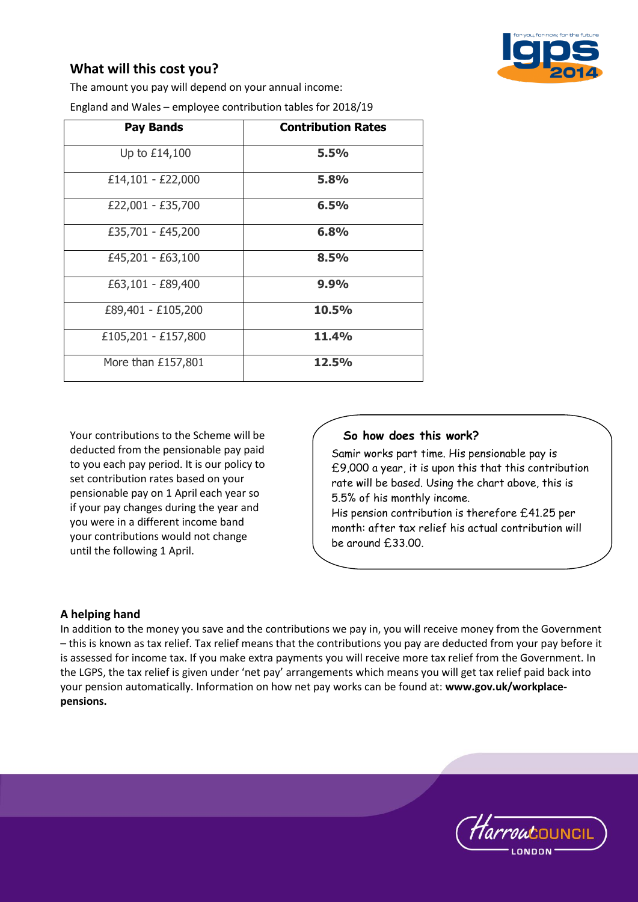## What will this cost you?

The amount you pay will depend on your annual income:

England and Wales – employee contribution tables for 2018/19

| Pay Bands | Contribution Rates |
|---|---|
| Up to £14,100 | **5.5%** |
| £14,101 - £22,000 | **5.8%** |
| £22,001 - £35,700 | **6.5%** |
| £35,701 - £45,200 | **6.8%** |
| £45,201 - £63,100 | **8.5%** |
| £63,101 - £89,400 | **9.9%** |
| £89,401 - £105,200 | **10.5%** |
| £105,201 - £157,800 | **11.4%** |
| More than £157,801 | **12.5%** |

Your contributions to the Scheme will be deducted from the pensionable pay paid to you each pay period. It is our policy to set contribution rates based on your pensionable pay on 1 April each year so if your pay changes during the year and you were in a different income band your contributions would not change until the following 1 April.

**So how does this work?**

Samir works part time. His pensionable pay is £9,000 a year, it is upon this that this contribution rate will be based. Using the chart above, this is 5.5% of his monthly income.

His pension contribution is therefore £41.25 per month: after tax relief his actual contribution will be around £33.00.

### A helping hand

In addition to the money you save and the contributions we pay in, you will receive money from the Government – this is known as tax relief. Tax relief means that the contributions you pay are deducted from your pay before it is assessed for income tax. If you make extra payments you will receive more tax relief from the Government. In the LGPS, the tax relief is given under 'net pay' arrangements which means you will get tax relief paid back into your pension automatically. Information on how net pay works can be found at: **www.gov.uk/workplace-pensions.**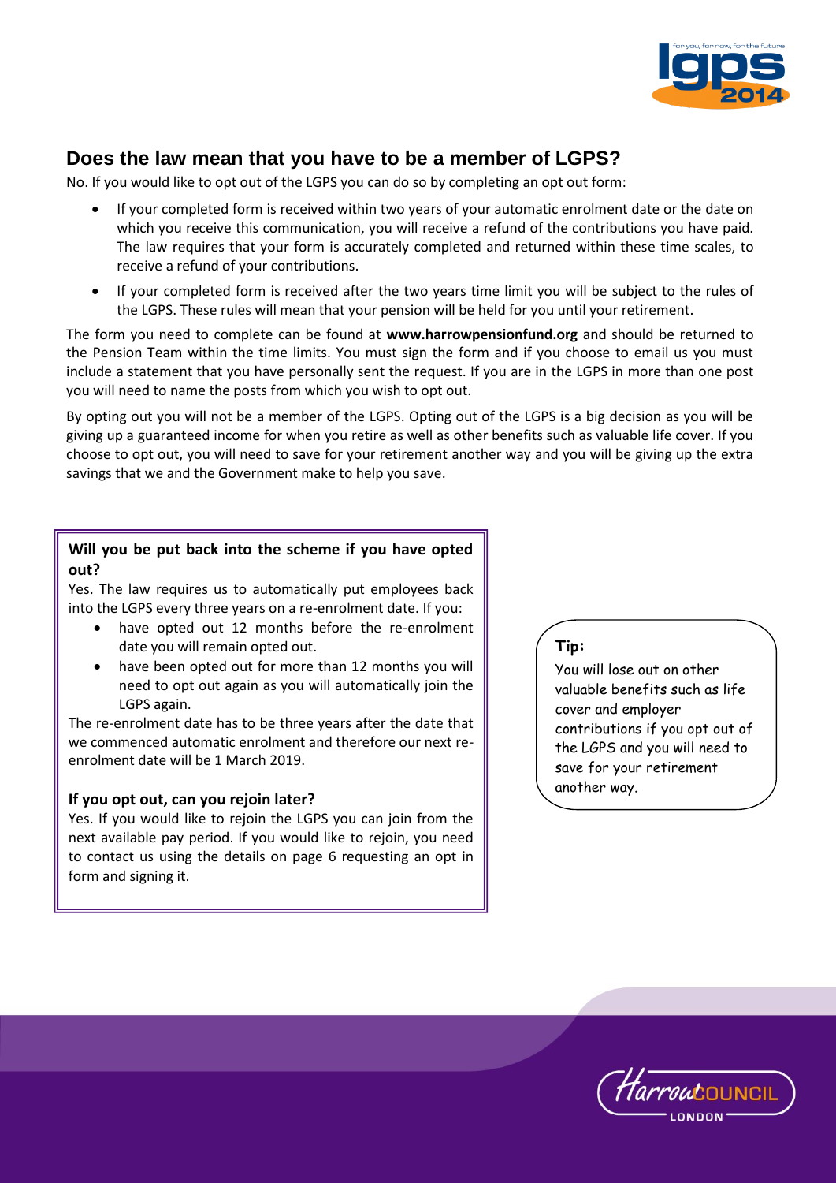## Does the law mean that you have to be a member of LGPS?

No. If you would like to opt out of the LGPS you can do so by completing an opt out form:

- If your completed form is received within two years of your automatic enrolment date or the date on which you receive this communication, you will receive a refund of the contributions you have paid. The law requires that your form is accurately completed and returned within these time scales, to receive a refund of your contributions.
- If your completed form is received after the two years time limit you will be subject to the rules of the LGPS. These rules will mean that your pension will be held for you until your retirement.

The form you need to complete can be found at **www.harrowpensionfund.org** and should be returned to the Pension Team within the time limits. You must sign the form and if you choose to email us you must include a statement that you have personally sent the request. If you are in the LGPS in more than one post you will need to name the posts from which you wish to opt out.

By opting out you will not be a member of the LGPS. Opting out of the LGPS is a big decision as you will be giving up a guaranteed income for when you retire as well as other benefits such as valuable life cover. If you choose to opt out, you will need to save for your retirement another way and you will be giving up the extra savings that we and the Government make to help you save.

**Will you be put back into the scheme if you have opted out?**

Yes. The law requires us to automatically put employees back into the LGPS every three years on a re-enrolment date. If you:

- have opted out 12 months before the re-enrolment date you will remain opted out.
- have been opted out for more than 12 months you will need to opt out again as you will automatically join the LGPS again.

The re-enrolment date has to be three years after the date that we commenced automatic enrolment and therefore our next re-enrolment date will be 1 March 2019.

**If you opt out, can you rejoin later?**

Yes. If you would like to rejoin the LGPS you can join from the next available pay period. If you would like to rejoin, you need to contact us using the details on page 6 requesting an opt in form and signing it.

**Tip:**

You will lose out on other valuable benefits such as life cover and employer contributions if you opt out of the LGPS and you will need to save for your retirement another way.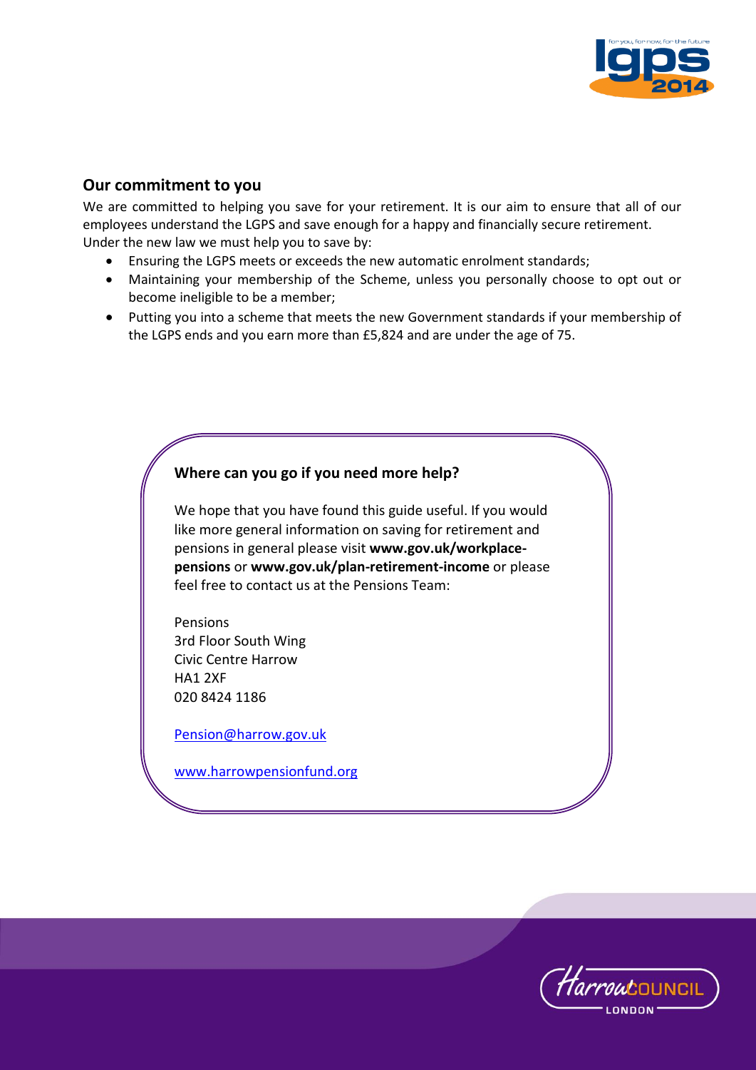## Our commitment to you

We are committed to helping you save for your retirement. It is our aim to ensure that all of our employees understand the LGPS and save enough for a happy and financially secure retirement. Under the new law we must help you to save by:

- Ensuring the LGPS meets or exceeds the new automatic enrolment standards;
- Maintaining your membership of the Scheme, unless you personally choose to opt out or become ineligible to be a member;
- Putting you into a scheme that meets the new Government standards if your membership of the LGPS ends and you earn more than £5,824 and are under the age of 75.

### Where can you go if you need more help?

We hope that you have found this guide useful. If you would like more general information on saving for retirement and pensions in general please visit **www.gov.uk/workplace-pensions** or **www.gov.uk/plan-retirement-income** or please feel free to contact us at the Pensions Team:

Pensions
3rd Floor South Wing
Civic Centre Harrow
HA1 2XF
020 8424 1186

Pension@harrow.gov.uk

www.harrowpensionfund.org